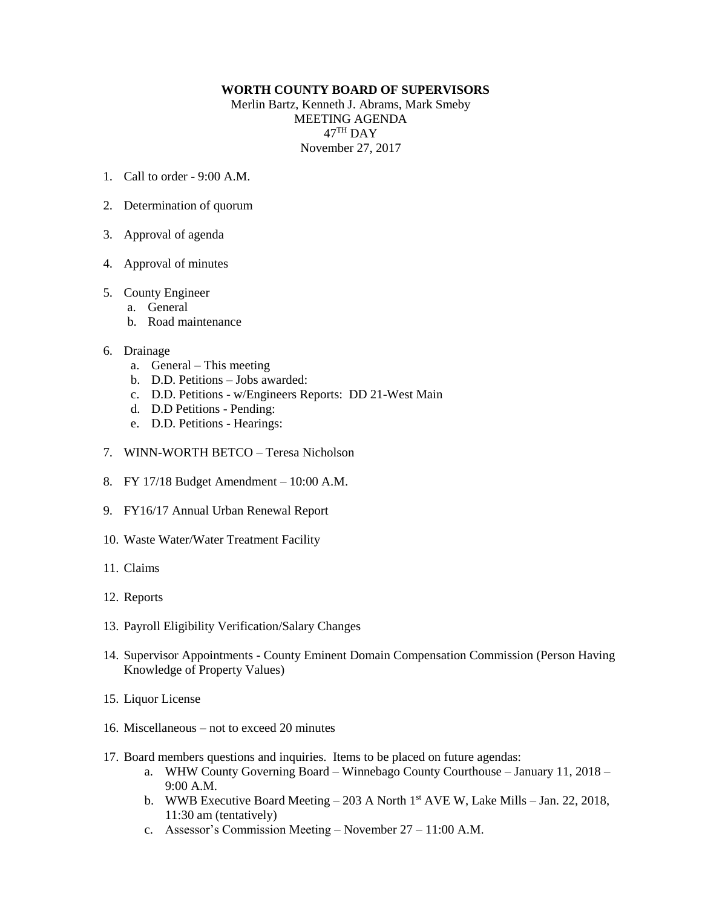**WORTH COUNTY BOARD OF SUPERVISORS**

Merlin Bartz, Kenneth J. Abrams, Mark Smeby
MEETING AGENDA
47TH DAY
November 27, 2017

1. Call to order - 9:00 A.M.

2. Determination of quorum

3. Approval of agenda

4. Approval of minutes

5. County Engineer
   a. General
   b. Road maintenance

6. Drainage
   a. General – This meeting
   b. D.D. Petitions – Jobs awarded:
   c. D.D. Petitions - w/Engineers Reports: DD 21-West Main
   d. D.D Petitions - Pending:
   e. D.D. Petitions - Hearings:

7. WINN-WORTH BETCO – Teresa Nicholson

8. FY 17/18 Budget Amendment – 10:00 A.M.

9. FY16/17 Annual Urban Renewal Report

10. Waste Water/Water Treatment Facility

11. Claims

12. Reports

13. Payroll Eligibility Verification/Salary Changes

14. Supervisor Appointments - County Eminent Domain Compensation Commission (Person Having Knowledge of Property Values)

15. Liquor License

16. Miscellaneous – not to exceed 20 minutes

17. Board members questions and inquiries. Items to be placed on future agendas:
    a. WHW County Governing Board – Winnebago County Courthouse – January 11, 2018 – 9:00 A.M.
    b. WWB Executive Board Meeting – 203 A North 1st AVE W, Lake Mills – Jan. 22, 2018, 11:30 am (tentatively)
    c. Assessor's Commission Meeting – November 27 – 11:00 A.M.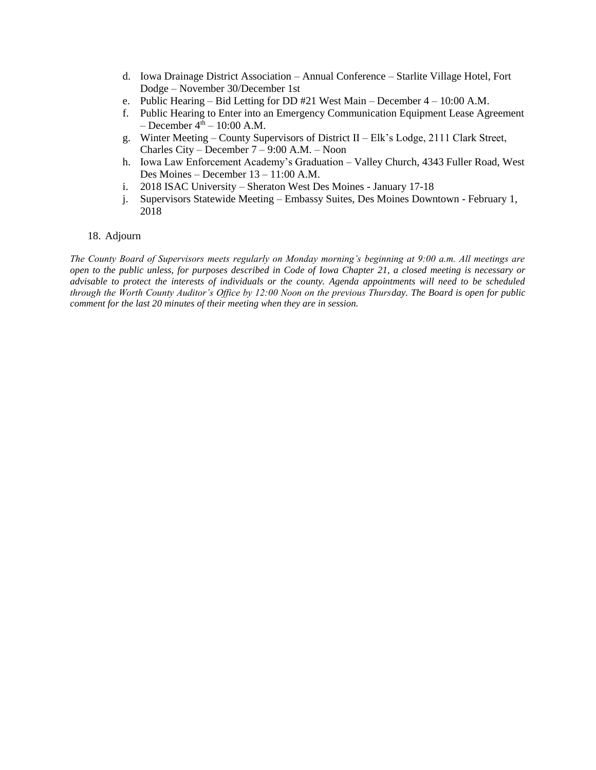d. Iowa Drainage District Association – Annual Conference – Starlite Village Hotel, Fort Dodge – November 30/December 1st
e. Public Hearing – Bid Letting for DD #21 West Main – December 4 – 10:00 A.M.
f. Public Hearing to Enter into an Emergency Communication Equipment Lease Agreement – December 4th – 10:00 A.M.
g. Winter Meeting – County Supervisors of District II – Elk's Lodge, 2111 Clark Street, Charles City – December 7 – 9:00 A.M. – Noon
h. Iowa Law Enforcement Academy's Graduation – Valley Church, 4343 Fuller Road, West Des Moines – December 13 – 11:00 A.M.
i. 2018 ISAC University – Sheraton West Des Moines - January 17-18
j. Supervisors Statewide Meeting – Embassy Suites, Des Moines Downtown - February 1, 2018

18. Adjourn

*The County Board of Supervisors meets regularly on Monday morning's beginning at 9:00 a.m. All meetings are open to the public unless, for purposes described in Code of Iowa Chapter 21, a closed meeting is necessary or advisable to protect the interests of individuals or the county. Agenda appointments will need to be scheduled through the Worth County Auditor's Office by 12:00 Noon on the previous Thursday. The Board is open for public comment for the last 20 minutes of their meeting when they are in session.*